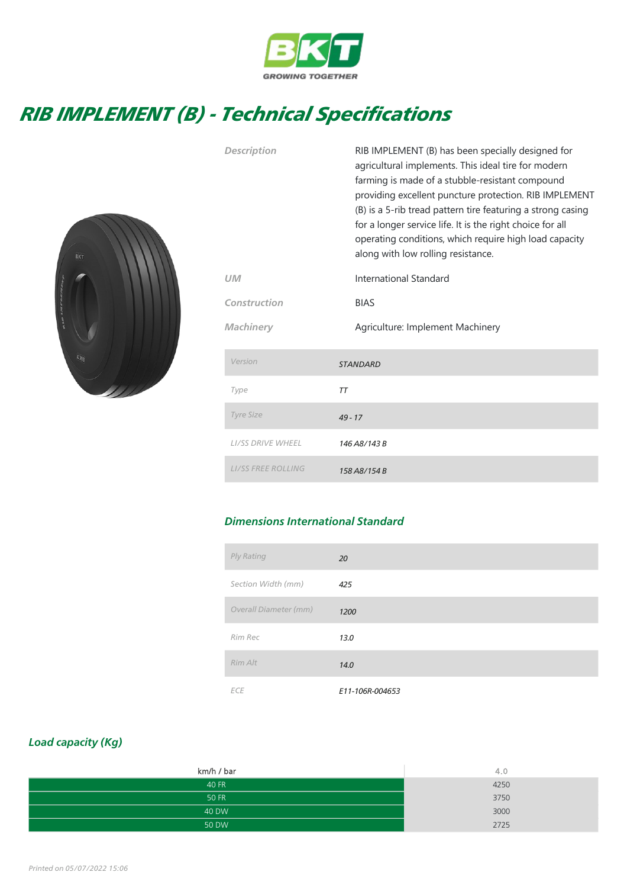BKT

GROWING TOGETHER

# RIB IMPLEMENT (B) - Technical Specifications

| | |
|---|---|
| Description | RIB IMPLEMENT (B) has been specially designed for agricultural implements. This ideal tire for modern farming is made of a stubble-resistant compound providing excellent puncture protection. RIB IMPLEMENT (B) is a 5-rib tread pattern tire featuring a strong casing for a longer service life. It is the right choice for all operating conditions, which require high load capacity along with low rolling resistance. |
| UM | International Standard |
| Construction | BIAS |
| Machinery | Agriculture: Implement Machinery |

| | |
|---|---|
| Version | STANDARD |
| Type | TT |
| Tyre Size | 49 - 17 |
| LI/SS DRIVE WHEEL | 146 A8/143 B |
| LI/SS FREE ROLLING | 158 A8/154 B |

## Dimensions International Standard

| | |
|---|---|
| Ply Rating | 20 |
| Section Width (mm) | 425 |
| Overall Diameter (mm) | 1200 |
| Rim Rec | 13.0 |
| Rim Alt | 14.0 |
| ECE | E11-106R-004653 |

## Load capacity (Kg)

| km/h / bar | 4.0 |
|---|---|
| 40 FR | 4250 |
| 50 FR | 3750 |
| 40 DW | 3000 |
| 50 DW | 2725 |

Printed on 05/07/2022 15:06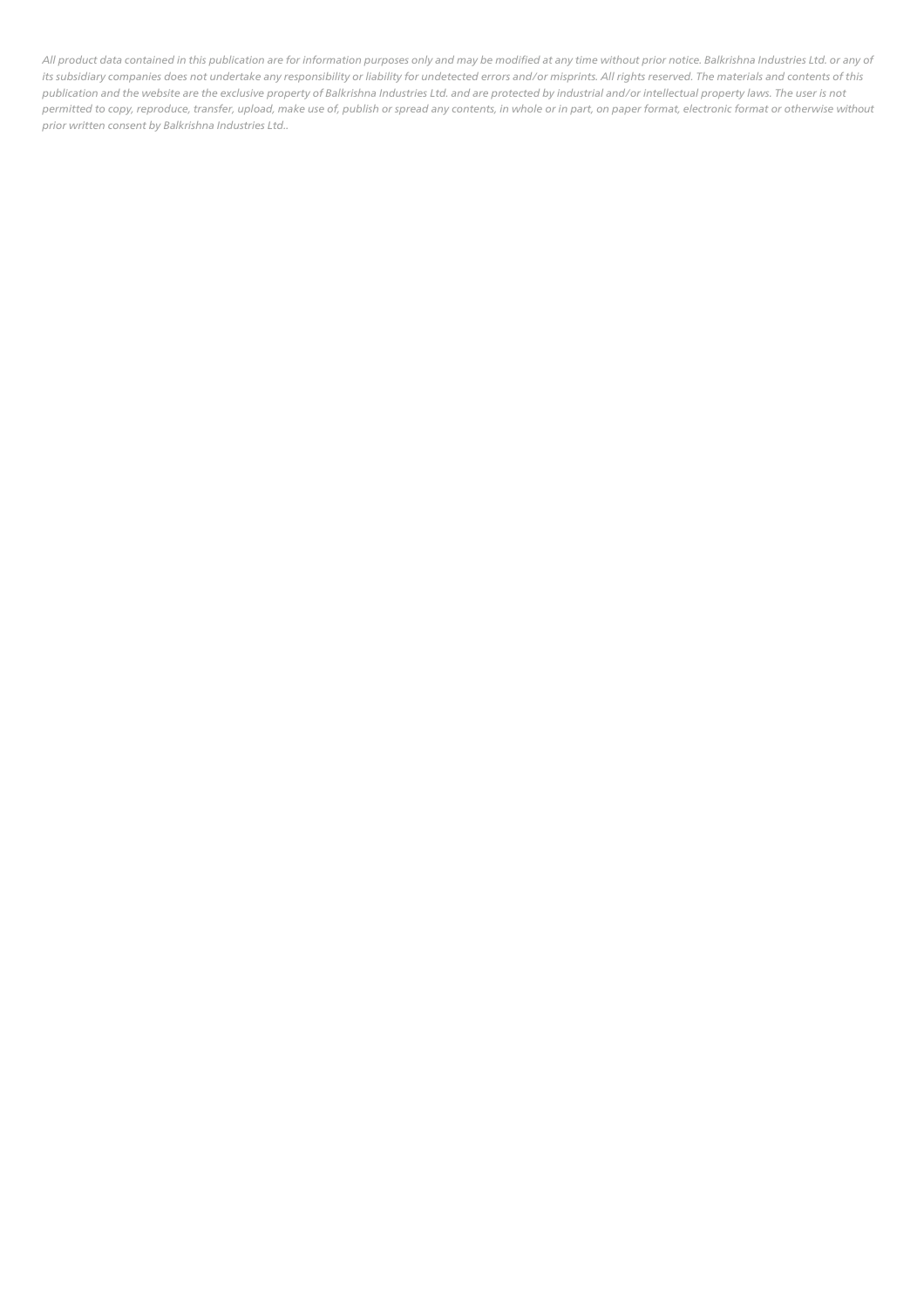*All product data contained in this publication are for information purposes only and may be modified at any time without prior notice. Balkrishna Industries Ltd. or any of its subsidiary companies does not undertake any responsibility or liability for undetected errors and/or misprints. All rights reserved. The materials and contents of this publication and the website are the exclusive property of Balkrishna Industries Ltd. and are protected by industrial and/or intellectual property laws. The user is not permitted to copy, reproduce, transfer, upload, make use of, publish or spread any contents, in whole or in part, on paper format, electronic format or otherwise without prior written consent by Balkrishna Industries Ltd..*